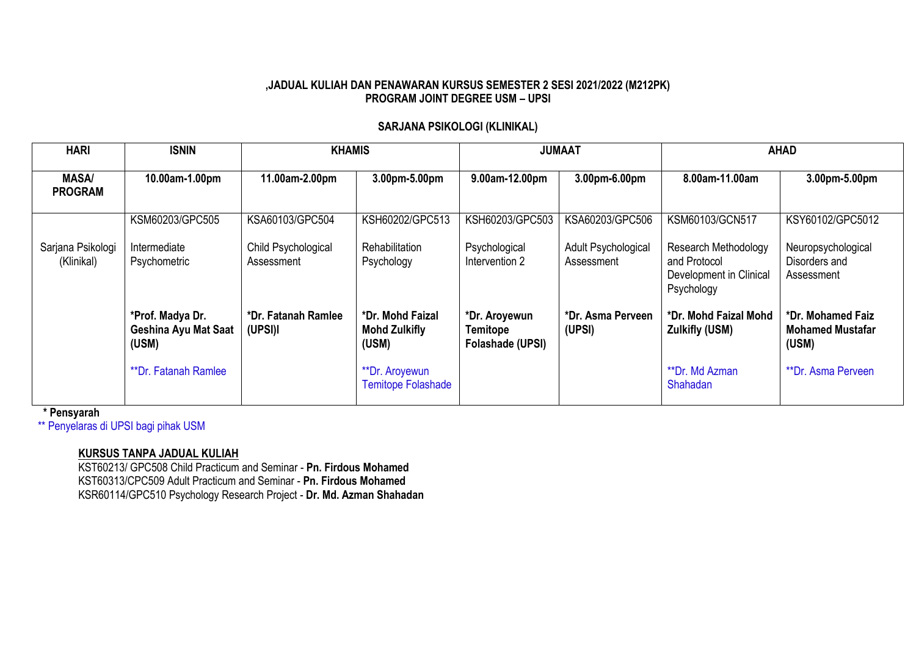**,JADUAL KULIAH DAN PENAWARAN KURSUS SEMESTER 2 SESI 2021/2022 (M212PK)**
**PROGRAM JOINT DEGREE USM – UPSI**

**SARJANA PSIKOLOGI (KLINIKAL)**

| HARI | ISNIN | KHAMIS | | JUMAAT | | AHAD | |
|---|---|---|---|---|---|---|---|
| **MASA/ PROGRAM** | **10.00am-1.00pm** | **11.00am-2.00pm** | **3.00pm-5.00pm** | **9.00am-12.00pm** | **3.00pm-6.00pm** | **8.00am-11.00am** | **3.00pm-5.00pm** |
| Sarjana Psikologi (Klinikal) | KSM60203/GPC505<br><br>Intermediate Psychometric<br><br>**\*Prof. Madya Dr. Geshina Ayu Mat Saat (USM)**<br><br>\*\*Dr. Fatanah Ramlee | KSA60103/GPC504<br><br>Child Psychological Assessment<br><br>**\*Dr. Fatanah Ramlee (UPSI)l** | KSH60202/GPC513<br><br>Rehabilitation Psychology<br><br>**\*Dr. Mohd Faizal Mohd Zulkifly (USM)**<br><br>\*\*Dr. Aroyewun Temitope Folashade | KSH60203/GPC503<br><br>Psychological Intervention 2<br><br>**\*Dr. Aroyewun Temitope Folashade (UPSI)** | KSA60203/GPC506<br><br>Adult Psychological Assessment<br><br>**\*Dr. Asma Perveen (UPSI)** | KSM60103/GCN517<br><br>Research Methodology and Protocol Development in Clinical Psychology<br><br>**\*Dr. Mohd Faizal Mohd Zulkifly (USM)**<br><br>\*\*Dr. Md Azman Shahadan | KSY60102/GPC5012<br><br>Neuropsychological Disorders and Assessment<br><br>**\*Dr. Mohamed Faiz Mohamed Mustafar (USM)**<br><br>\*\*Dr. Asma Perveen |

**\* Pensyarah**
\*\* Penyelaras di UPSI bagi pihak USM

**KURSUS TANPA JADUAL KULIAH**

KST60213/ GPC508 Child Practicum and Seminar - **Pn. Firdous Mohamed**
KST60313/CPC509 Adult Practicum and Seminar - **Pn. Firdous Mohamed**
KSR60114/GPC510 Psychology Research Project - **Dr. Md. Azman Shahadan**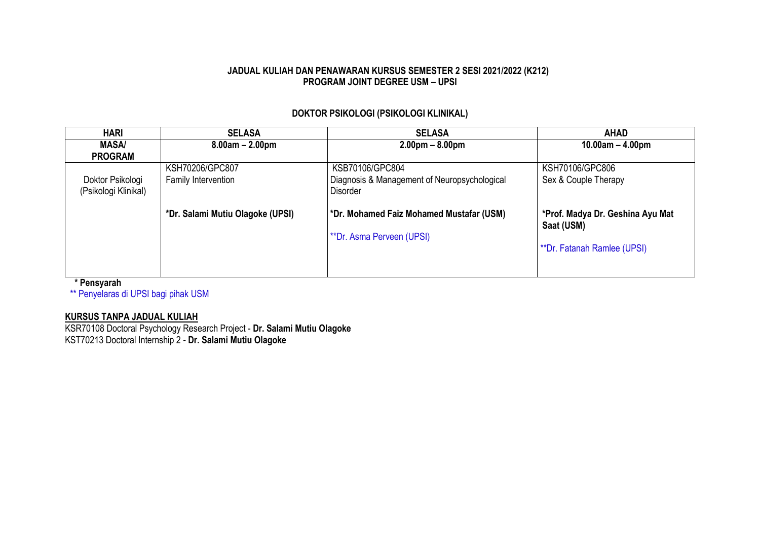**JADUAL KULIAH DAN PENAWARAN KURSUS SEMESTER 2 SESI 2021/2022 (K212)**
**PROGRAM JOINT DEGREE USM – UPSI**

**DOKTOR PSIKOLOGI (PSIKOLOGI KLINIKAL)**

| **HARI** | **SELASA** | **SELASA** | **AHAD** |
|---|---|---|---|
| **MASA/ PROGRAM** | **8.00am – 2.00pm** | **2.00pm – 8.00pm** | **10.00am – 4.00pm** |
| Doktor Psikologi (Psikologi Klinikal) | KSH70206/GPC807<br>Family Intervention<br><br>**\*Dr. Salami Mutiu Olagoke (UPSI)** | KSB70106/GPC804<br>Diagnosis & Management of Neuropsychological Disorder<br><br>**\*Dr. Mohamed Faiz Mohamed Mustafar (USM)**<br><br>\*\*Dr. Asma Perveen (UPSI) | KSH70106/GPC806<br>Sex & Couple Therapy<br><br>**\*Prof. Madya Dr. Geshina Ayu Mat Saat (USM)**<br><br>\*\*Dr. Fatanah Ramlee (UPSI) |

**\* Pensyarah**
\*\* Penyelaras di UPSI bagi pihak USM

**KURSUS TANPA JADUAL KULIAH**

KSR70108 Doctoral Psychology Research Project - **Dr. Salami Mutiu Olagoke**
KST70213 Doctoral Internship 2 - **Dr. Salami Mutiu Olagoke**